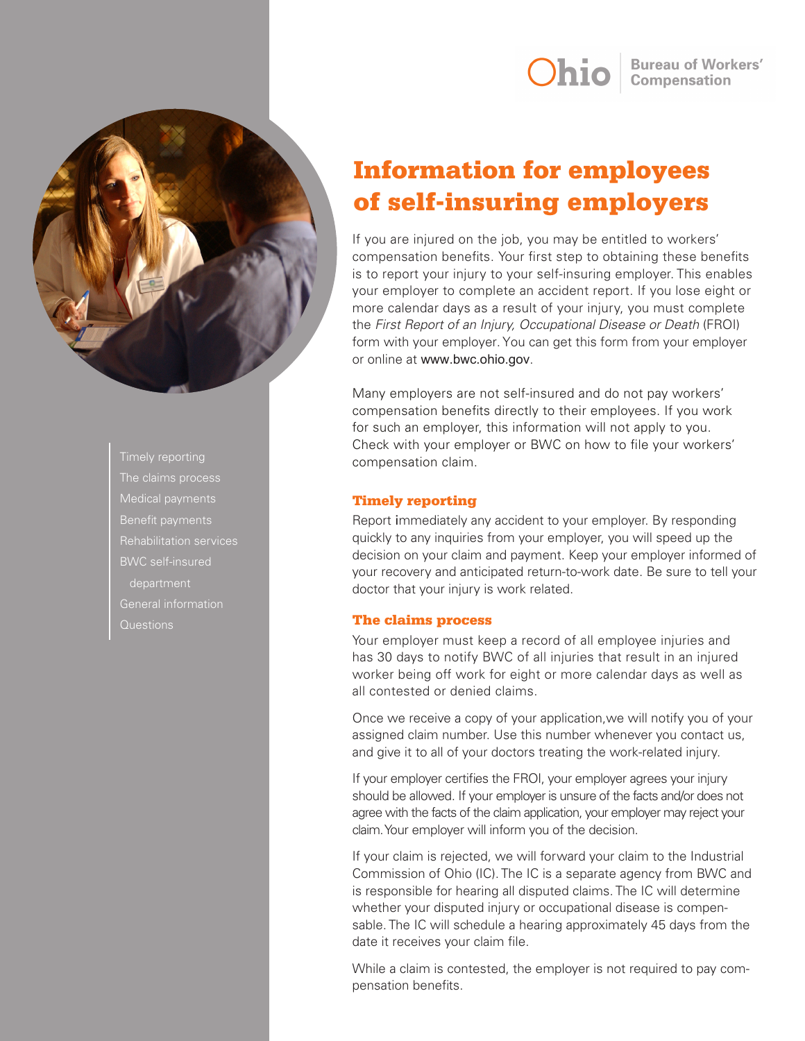Ohio Bureau of Workers' Compensation

# Information for employees of self-insuring employers

- Timely reporting
- The claims process
- Medical payments
- Benefit payments
- Rehabilitation services
- BWC self-insured department
- General information
- Questions

If you are injured on the job, you may be entitled to workers' compensation benefits. Your first step to obtaining these benefits is to report your injury to your self-insuring employer. This enables your employer to complete an accident report. If you lose eight or more calendar days as a result of your injury, you must complete the *First Report of an Injury, Occupational Disease or Death* (FROI) form with your employer. You can get this form from your employer or online at www.bwc.ohio.gov.

Many employers are not self-insured and do not pay workers' compensation benefits directly to their employees. If you work for such an employer, this information will not apply to you. Check with your employer or BWC on how to file your workers' compensation claim.

## Timely reporting

Report immediately any accident to your employer. By responding quickly to any inquiries from your employer, you will speed up the decision on your claim and payment. Keep your employer informed of your recovery and anticipated return-to-work date. Be sure to tell your doctor that your injury is work related.

## The claims process

Your employer must keep a record of all employee injuries and has 30 days to notify BWC of all injuries that result in an injured worker being off work for eight or more calendar days as well as all contested or denied claims.

Once we receive a copy of your application,we will notify you of your assigned claim number. Use this number whenever you contact us, and give it to all of your doctors treating the work-related injury.

If your employer certifies the FROI, your employer agrees your injury should be allowed. If your employer is unsure of the facts and/or does not agree with the facts of the claim application, your employer may reject your claim. Your employer will inform you of the decision.

If your claim is rejected, we will forward your claim to the Industrial Commission of Ohio (IC). The IC is a separate agency from BWC and is responsible for hearing all disputed claims. The IC will determine whether your disputed injury or occupational disease is compensable. The IC will schedule a hearing approximately 45 days from the date it receives your claim file.

While a claim is contested, the employer is not required to pay compensation benefits.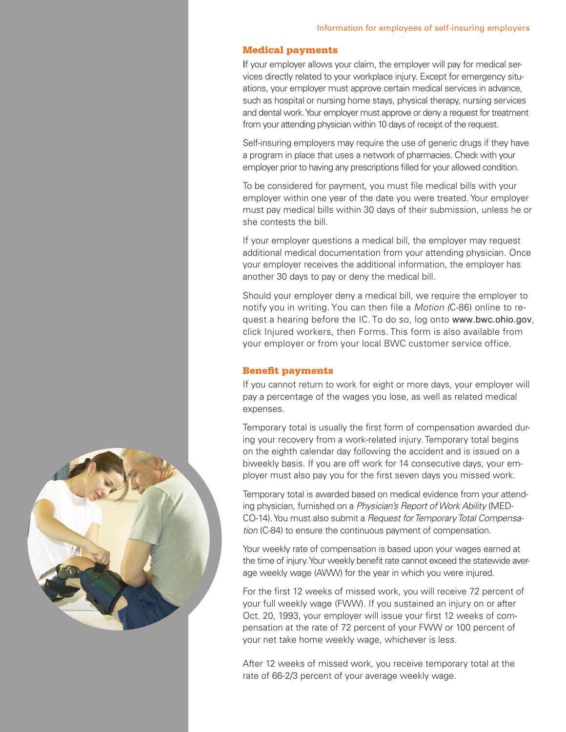## Medical payments

If your employer allows your claim, the employer will pay for medical services directly related to your workplace injury. Except for emergency situations, your employer must approve certain medical services in advance, such as hospital or nursing home stays, physical therapy, nursing services and dental work. Your employer must approve or deny a request for treatment from your attending physician within 10 days of receipt of the request.

Self-insuring employers may require the use of generic drugs if they have a program in place that uses a network of pharmacies. Check with your employer prior to having any prescriptions filled for your allowed condition.

To be considered for payment, you must file medical bills with your employer within one year of the date you were treated. Your employer must pay medical bills within 30 days of their submission, unless he or she contests the bill.

If your employer questions a medical bill, the employer may request additional medical documentation from your attending physician. Once your employer receives the additional information, the employer has another 30 days to pay or deny the medical bill.

Should your employer deny a medical bill, we require the employer to notify you in writing. You can then file a *Motion (*C-86) online to request a hearing before the IC. To do so, log onto www.bwc.ohio.gov, click Injured workers, then Forms. This form is also available from your employer or from your local BWC customer service office.

## Benefit payments

If you cannot return to work for eight or more days, your employer will pay a percentage of the wages you lose, as well as related medical expenses.

Temporary total is usually the first form of compensation awarded during your recovery from a work-related injury. Temporary total begins on the eighth calendar day following the accident and is issued on a biweekly basis. If you are off work for 14 consecutive days, your employer must also pay you for the first seven days you missed work.

Temporary total is awarded based on medical evidence from your attending physician, furnished on a *Physician's Report of Work Ability* (MEDCO-14). You must also submit a *Request for Temporary Total Compensation* (C-84) to ensure the continuous payment of compensation.

Your weekly rate of compensation is based upon your wages earned at the time of injury. Your weekly benefit rate cannot exceed the statewide average weekly wage (AWW) for the year in which you were injured.

For the first 12 weeks of missed work, you will receive 72 percent of your full weekly wage (FWW). If you sustained an injury on or after Oct. 20, 1993, your employer will issue your first 12 weeks of compensation at the rate of 72 percent of your FWW or 100 percent of your net take home weekly wage, whichever is less.

After 12 weeks of missed work, you receive temporary total at the rate of 66-2/3 percent of your average weekly wage.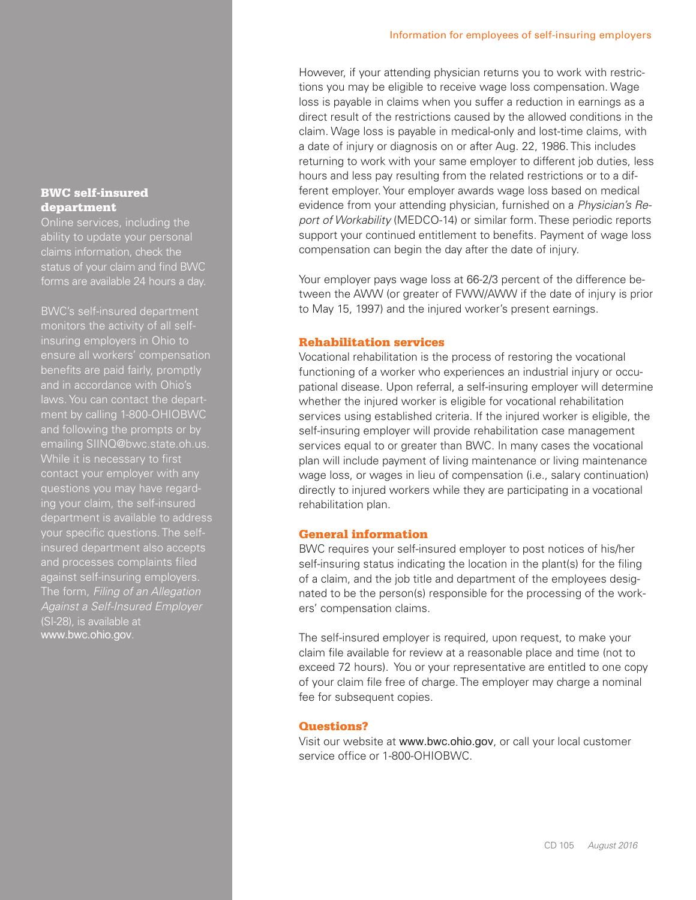However, if your attending physician returns you to work with restrictions you may be eligible to receive wage loss compensation. Wage loss is payable in claims when you suffer a reduction in earnings as a direct result of the restrictions caused by the allowed conditions in the claim. Wage loss is payable in medical-only and lost-time claims, with a date of injury or diagnosis on or after Aug. 22, 1986. This includes returning to work with your same employer to different job duties, less hours and less pay resulting from the related restrictions or to a different employer. Your employer awards wage loss based on medical evidence from your attending physician, furnished on a *Physician's Report of Workability* (MEDCO-14) or similar form. These periodic reports support your continued entitlement to benefits. Payment of wage loss compensation can begin the day after the date of injury.

Your employer pays wage loss at 66-2/3 percent of the difference between the AWW (or greater of FWW/AWW if the date of injury is prior to May 15, 1997) and the injured worker's present earnings.

## Rehabilitation services

Vocational rehabilitation is the process of restoring the vocational functioning of a worker who experiences an industrial injury or occupational disease. Upon referral, a self-insuring employer will determine whether the injured worker is eligible for vocational rehabilitation services using established criteria. If the injured worker is eligible, the self-insuring employer will provide rehabilitation case management services equal to or greater than BWC. In many cases the vocational plan will include payment of living maintenance or living maintenance wage loss, or wages in lieu of compensation (i.e., salary continuation) directly to injured workers while they are participating in a vocational rehabilitation plan.

## General information

BWC requires your self-insured employer to post notices of his/her self-insuring status indicating the location in the plant(s) for the filing of a claim, and the job title and department of the employees designated to be the person(s) responsible for the processing of the workers' compensation claims.

The self-insured employer is required, upon request, to make your claim file available for review at a reasonable place and time (not to exceed 72 hours). You or your representative are entitled to one copy of your claim file free of charge. The employer may charge a nominal fee for subsequent copies.

## Questions?

Visit our website at www.bwc.ohio.gov, or call your local customer service office or 1-800-OHIOBWC.

## BWC self-insured department

Online services, including the ability to update your personal claims information, check the status of your claim and find BWC forms are available 24 hours a day.

BWC's self-insured department monitors the activity of all self-insuring employers in Ohio to ensure all workers' compensation benefits are paid fairly, promptly and in accordance with Ohio's laws. You can contact the department by calling 1-800-OHIOBWC and following the prompts or by emailing SIINQ@bwc.state.oh.us. While it is necessary to first contact your employer with any questions you may have regarding your claim, the self-insured department is available to address your specific questions. The self-insured department also accepts and processes complaints filed against self-insuring employers. The form, *Filing of an Allegation Against a Self-Insured Employer* (SI-28), is available at www.bwc.ohio.gov.

CD 105 *August 2016*